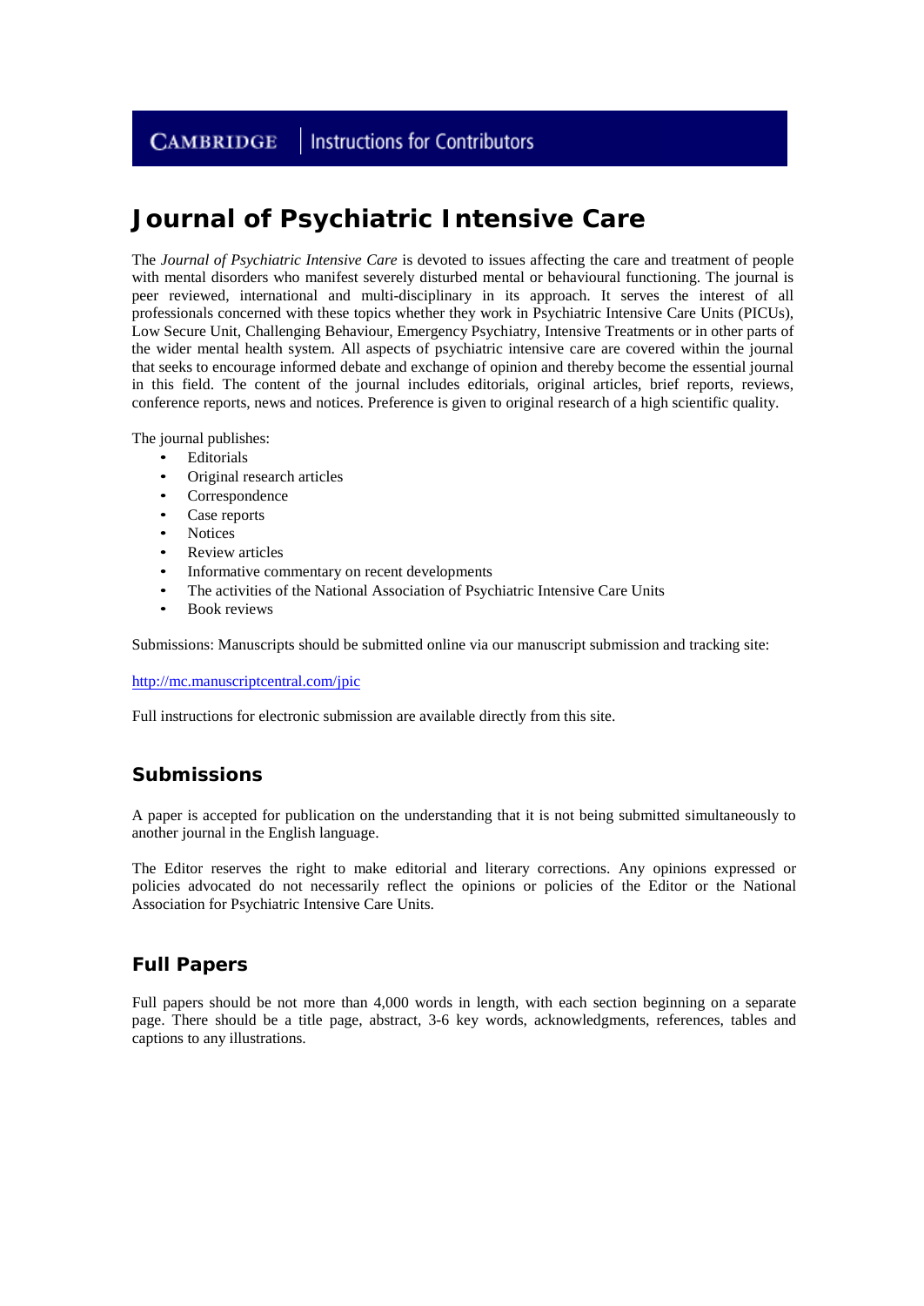CAMBRIDGE | Instructions for Contributors

# Journal of Psychiatric Intensive Care

The *Journal of Psychiatric Intensive Care* is devoted to issues affecting the care and treatment of people with mental disorders who manifest severely disturbed mental or behavioural functioning. The journal is peer reviewed, international and multi-disciplinary in its approach. It serves the interest of all professionals concerned with these topics whether they work in Psychiatric Intensive Care Units (PICUs), Low Secure Unit, Challenging Behaviour, Emergency Psychiatry, Intensive Treatments or in other parts of the wider mental health system. All aspects of psychiatric intensive care are covered within the journal that seeks to encourage informed debate and exchange of opinion and thereby become the essential journal in this field. The content of the journal includes editorials, original articles, brief reports, reviews, conference reports, news and notices. Preference is given to original research of a high scientific quality.

The journal publishes:

- Editorials
- Original research articles
- Correspondence
- Case reports
- Notices
- Review articles
- Informative commentary on recent developments
- The activities of the National Association of Psychiatric Intensive Care Units
- Book reviews

Submissions: Manuscripts should be submitted online via our manuscript submission and tracking site:

http://mc.manuscriptcentral.com/jpic

Full instructions for electronic submission are available directly from this site.

## Submissions

A paper is accepted for publication on the understanding that it is not being submitted simultaneously to another journal in the English language.

The Editor reserves the right to make editorial and literary corrections. Any opinions expressed or policies advocated do not necessarily reflect the opinions or policies of the Editor or the National Association for Psychiatric Intensive Care Units.

## Full Papers

Full papers should be not more than 4,000 words in length, with each section beginning on a separate page. There should be a title page, abstract, 3-6 key words, acknowledgments, references, tables and captions to any illustrations.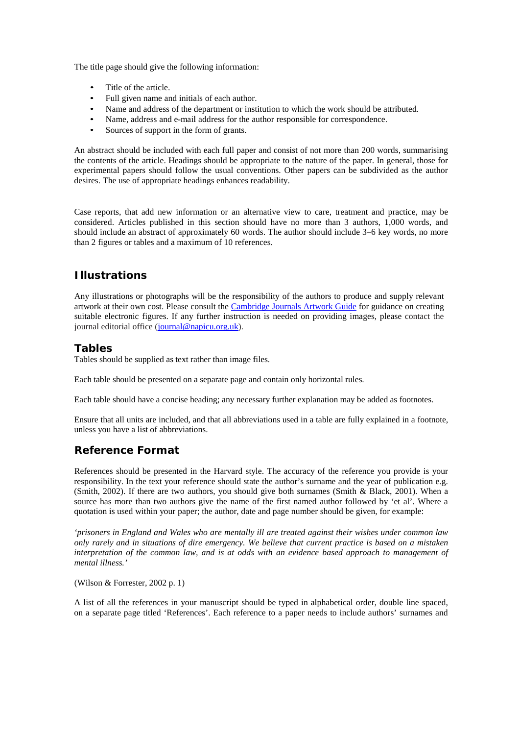The title page should give the following information:

- Title of the article.
- Full given name and initials of each author.
- Name and address of the department or institution to which the work should be attributed.
- Name, address and e-mail address for the author responsible for correspondence.
- Sources of support in the form of grants.

An abstract should be included with each full paper and consist of not more than 200 words, summarising the contents of the article. Headings should be appropriate to the nature of the paper. In general, those for experimental papers should follow the usual conventions. Other papers can be subdivided as the author desires. The use of appropriate headings enhances readability.

Case reports, that add new information or an alternative view to care, treatment and practice, may be considered. Articles published in this section should have no more than 3 authors, 1,000 words, and should include an abstract of approximately 60 words. The author should include 3–6 key words, no more than 2 figures or tables and a maximum of 10 references.

## Illustrations

Any illustrations or photographs will be the responsibility of the authors to produce and supply relevant artwork at their own cost. Please consult the Cambridge Journals Artwork Guide for guidance on creating suitable electronic figures. If any further instruction is needed on providing images, please contact the journal editorial office (journal@napicu.org.uk).

## Tables

Tables should be supplied as text rather than image files.

Each table should be presented on a separate page and contain only horizontal rules.

Each table should have a concise heading; any necessary further explanation may be added as footnotes.

Ensure that all units are included, and that all abbreviations used in a table are fully explained in a footnote, unless you have a list of abbreviations.

## Reference Format

References should be presented in the Harvard style. The accuracy of the reference you provide is your responsibility. In the text your reference should state the author's surname and the year of publication e.g. (Smith, 2002). If there are two authors, you should give both surnames (Smith & Black, 2001). When a source has more than two authors give the name of the first named author followed by 'et al'. Where a quotation is used within your paper; the author, date and page number should be given, for example:

*'prisoners in England and Wales who are mentally ill are treated against their wishes under common law only rarely and in situations of dire emergency. We believe that current practice is based on a mistaken interpretation of the common law, and is at odds with an evidence based approach to management of mental illness.'*

(Wilson & Forrester, 2002 p. 1)

A list of all the references in your manuscript should be typed in alphabetical order, double line spaced, on a separate page titled 'References'. Each reference to a paper needs to include authors' surnames and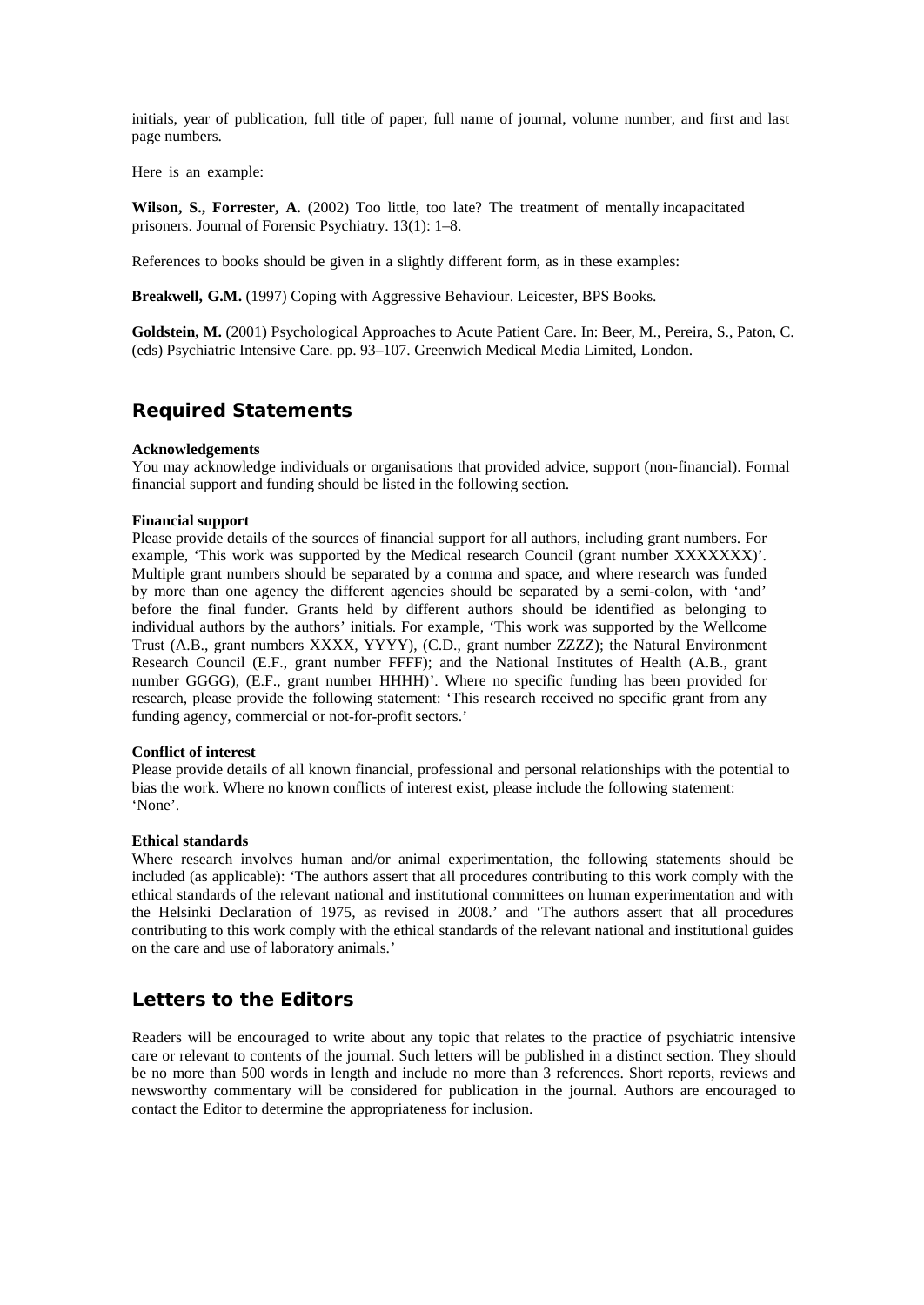initials, year of publication, full title of paper, full name of journal, volume number, and first and last page numbers.

Here is an example:

**Wilson, S., Forrester, A.** (2002) Too little, too late? The treatment of mentally incapacitated prisoners. Journal of Forensic Psychiatry. 13(1): 1–8.

References to books should be given in a slightly different form, as in these examples:

**Breakwell, G.M.** (1997) Coping with Aggressive Behaviour. Leicester, BPS Books.

**Goldstein, M.** (2001) Psychological Approaches to Acute Patient Care. In: Beer, M., Pereira, S., Paton, C. (eds) Psychiatric Intensive Care. pp. 93–107. Greenwich Medical Media Limited, London.

## Required Statements

**Acknowledgements**

You may acknowledge individuals or organisations that provided advice, support (non-financial). Formal financial support and funding should be listed in the following section.

**Financial support**

Please provide details of the sources of financial support for all authors, including grant numbers. For example, 'This work was supported by the Medical research Council (grant number XXXXXXX)'. Multiple grant numbers should be separated by a comma and space, and where research was funded by more than one agency the different agencies should be separated by a semi-colon, with 'and' before the final funder. Grants held by different authors should be identified as belonging to individual authors by the authors' initials. For example, 'This work was supported by the Wellcome Trust (A.B., grant numbers XXXX, YYYY), (C.D., grant number ZZZZ); the Natural Environment Research Council (E.F., grant number FFFF); and the National Institutes of Health (A.B., grant number GGGG), (E.F., grant number HHHH)'. Where no specific funding has been provided for research, please provide the following statement: 'This research received no specific grant from any funding agency, commercial or not-for-profit sectors.'

**Conflict of interest**

Please provide details of all known financial, professional and personal relationships with the potential to bias the work. Where no known conflicts of interest exist, please include the following statement: 'None'.

**Ethical standards**

Where research involves human and/or animal experimentation, the following statements should be included (as applicable): 'The authors assert that all procedures contributing to this work comply with the ethical standards of the relevant national and institutional committees on human experimentation and with the Helsinki Declaration of 1975, as revised in 2008.' and 'The authors assert that all procedures contributing to this work comply with the ethical standards of the relevant national and institutional guides on the care and use of laboratory animals.'

## Letters to the Editors

Readers will be encouraged to write about any topic that relates to the practice of psychiatric intensive care or relevant to contents of the journal. Such letters will be published in a distinct section. They should be no more than 500 words in length and include no more than 3 references. Short reports, reviews and newsworthy commentary will be considered for publication in the journal. Authors are encouraged to contact the Editor to determine the appropriateness for inclusion.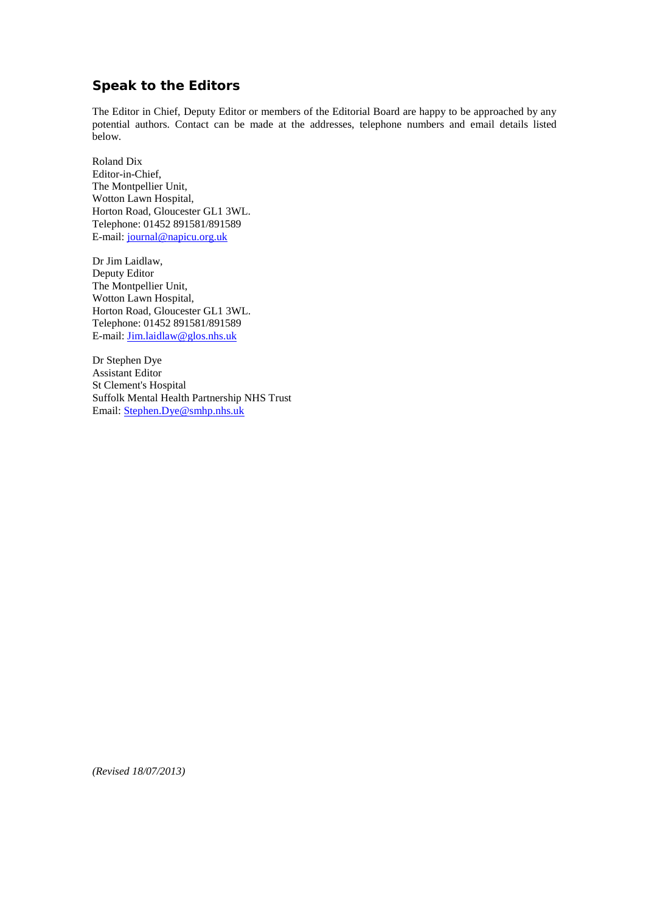## Speak to the Editors

The Editor in Chief, Deputy Editor or members of the Editorial Board are happy to be approached by any potential authors. Contact can be made at the addresses, telephone numbers and email details listed below.

Roland Dix  
Editor-in-Chief,  
The Montpellier Unit,  
Wotton Lawn Hospital,  
Horton Road, Gloucester GL1 3WL.  
Telephone: 01452 891581/891589  
E-mail: journal@napicu.org.uk

Dr Jim Laidlaw,  
Deputy Editor  
The Montpellier Unit,  
Wotton Lawn Hospital,  
Horton Road, Gloucester GL1 3WL.  
Telephone: 01452 891581/891589  
E-mail: Jim.laidlaw@glos.nhs.uk

Dr Stephen Dye  
Assistant Editor  
St Clement's Hospital  
Suffolk Mental Health Partnership NHS Trust  
Email: Stephen.Dye@smhp.nhs.uk

*(Revised 18/07/2013)*